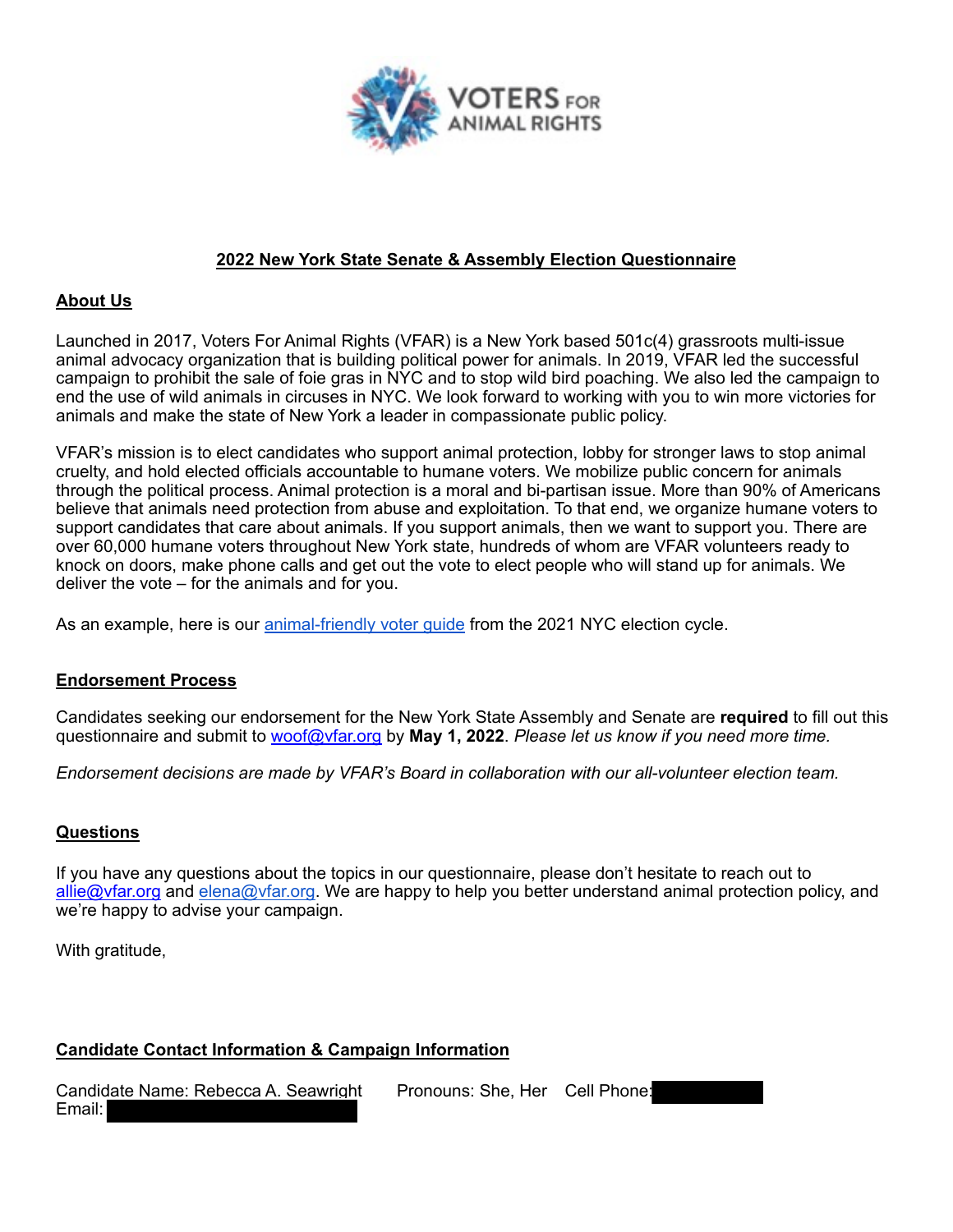VOTERS FOR ANIMAL RIGHTS

## 2022 New York State Senate & Assembly Election Questionnaire

### About Us

Launched in 2017, Voters For Animal Rights (VFAR) is a New York based 501c(4) grassroots multi-issue animal advocacy organization that is building political power for animals. In 2019, VFAR led the successful campaign to prohibit the sale of foie gras in NYC and to stop wild bird poaching. We also led the campaign to end the use of wild animals in circuses in NYC. We look forward to working with you to win more victories for animals and make the state of New York a leader in compassionate public policy.

VFAR's mission is to elect candidates who support animal protection, lobby for stronger laws to stop animal cruelty, and hold elected officials accountable to humane voters. We mobilize public concern for animals through the political process. Animal protection is a moral and bi-partisan issue. More than 90% of Americans believe that animals need protection from abuse and exploitation. To that end, we organize humane voters to support candidates that care about animals. If you support animals, then we want to support you. There are over 60,000 humane voters throughout New York state, hundreds of whom are VFAR volunteers ready to knock on doors, make phone calls and get out the vote to elect people who will stand up for animals. We deliver the vote – for the animals and for you.

As an example, here is our animal-friendly voter guide from the 2021 NYC election cycle.

### Endorsement Process

Candidates seeking our endorsement for the New York State Assembly and Senate are **required** to fill out this questionnaire and submit to woof@vfar.org by **May 1, 2022**. *Please let us know if you need more time.*

*Endorsement decisions are made by VFAR's Board in collaboration with our all-volunteer election team.*

### Questions

If you have any questions about the topics in our questionnaire, please don't hesitate to reach out to allie@vfar.org and elena@vfar.org. We are happy to help you better understand animal protection policy, and we're happy to advise your campaign.

With gratitude,

### Candidate Contact Information & Campaign Information

Candidate Name: Rebecca A. Seawright Pronouns: She, Her Cell Phone: [redacted]
Email: [redacted]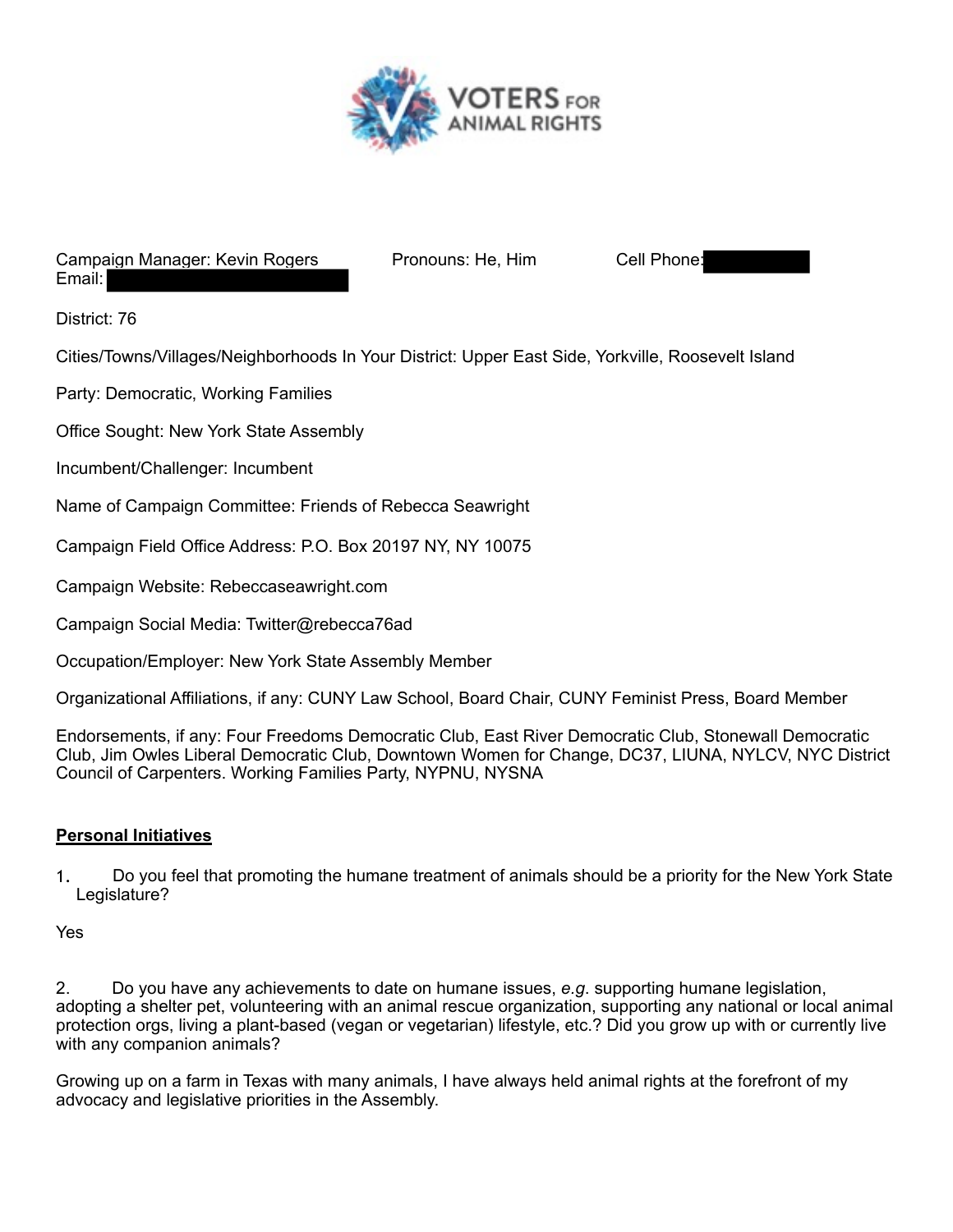VOTERS FOR ANIMAL RIGHTS

Campaign Manager: Kevin Rogers Pronouns: He, Him Cell Phone:
Email:

District: 76

Cities/Towns/Villages/Neighborhoods In Your District: Upper East Side, Yorkville, Roosevelt Island

Party: Democratic, Working Families

Office Sought: New York State Assembly

Incumbent/Challenger: Incumbent

Name of Campaign Committee: Friends of Rebecca Seawright

Campaign Field Office Address: P.O. Box 20197 NY, NY 10075

Campaign Website: Rebeccaseawright.com

Campaign Social Media: Twitter@rebecca76ad

Occupation/Employer: New York State Assembly Member

Organizational Affiliations, if any: CUNY Law School, Board Chair, CUNY Feminist Press, Board Member

Endorsements, if any: Four Freedoms Democratic Club, East River Democratic Club, Stonewall Democratic Club, Jim Owles Liberal Democratic Club, Downtown Women for Change, DC37, LIUNA, NYLCV, NYC District Council of Carpenters. Working Families Party, NYPNU, NYSNA

## Personal Initiatives

1. Do you feel that promoting the humane treatment of animals should be a priority for the New York State Legislature?

Yes

2. Do you have any achievements to date on humane issues, *e.g.* supporting humane legislation, adopting a shelter pet, volunteering with an animal rescue organization, supporting any national or local animal protection orgs, living a plant-based (vegan or vegetarian) lifestyle, etc.? Did you grow up with or currently live with any companion animals?

Growing up on a farm in Texas with many animals, I have always held animal rights at the forefront of my advocacy and legislative priorities in the Assembly.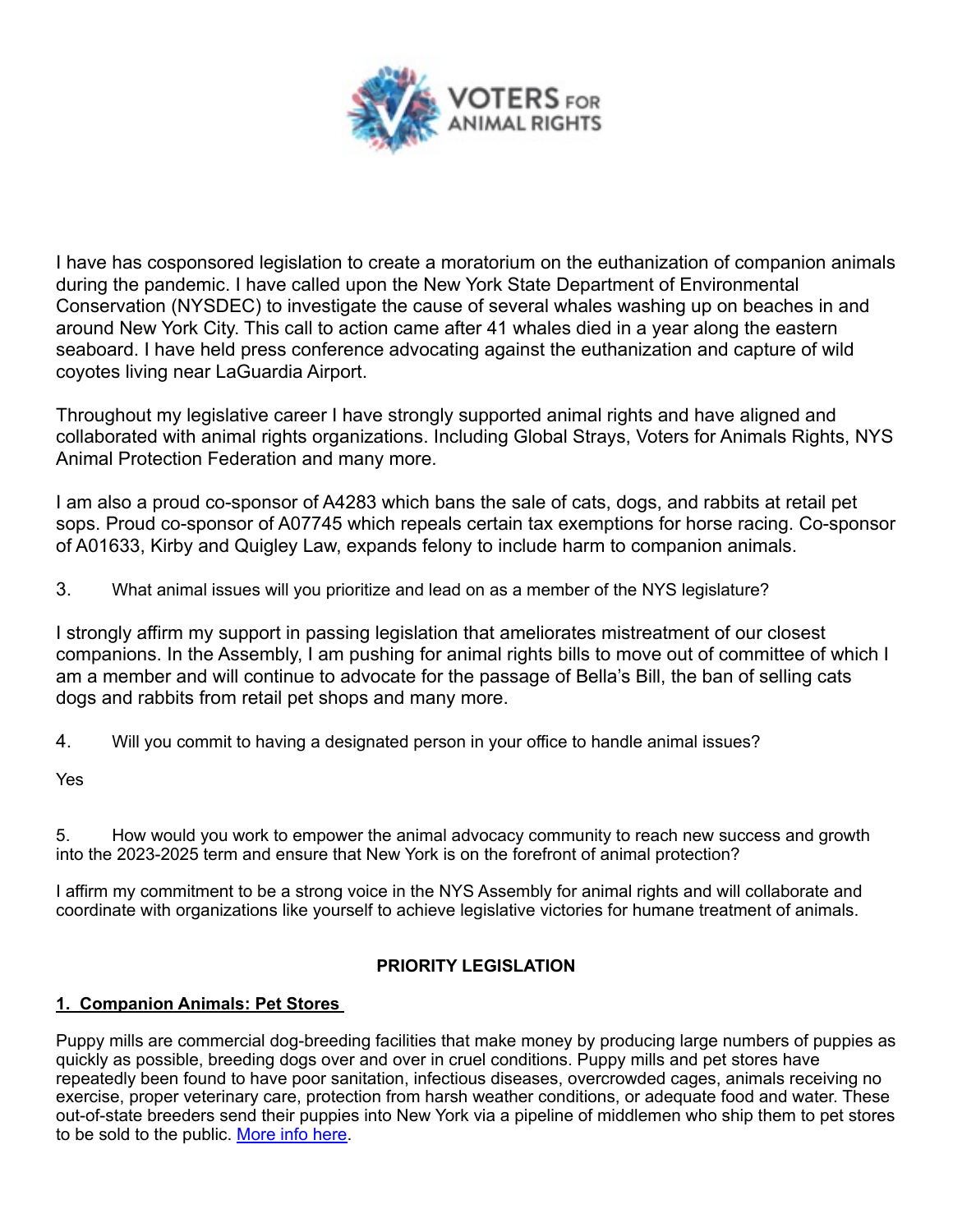I have has cosponsored legislation to create a moratorium on the euthanization of companion animals during the pandemic. I have called upon the New York State Department of Environmental Conservation (NYSDEC) to investigate the cause of several whales washing up on beaches in and around New York City. This call to action came after 41 whales died in a year along the eastern seaboard. I have held press conference advocating against the euthanization and capture of wild coyotes living near LaGuardia Airport.

Throughout my legislative career I have strongly supported animal rights and have aligned and collaborated with animal rights organizations. Including Global Strays, Voters for Animals Rights, NYS Animal Protection Federation and many more.

I am also a proud co-sponsor of A4283 which bans the sale of cats, dogs, and rabbits at retail pet sops. Proud co-sponsor of A07745 which repeals certain tax exemptions for horse racing. Co-sponsor of A01633, Kirby and Quigley Law, expands felony to include harm to companion animals.

3. What animal issues will you prioritize and lead on as a member of the NYS legislature?

I strongly affirm my support in passing legislation that ameliorates mistreatment of our closest companions. In the Assembly, I am pushing for animal rights bills to move out of committee of which I am a member and will continue to advocate for the passage of Bella's Bill, the ban of selling cats dogs and rabbits from retail pet shops and many more.

4. Will you commit to having a designated person in your office to handle animal issues?

Yes

5. How would you work to empower the animal advocacy community to reach new success and growth into the 2023-2025 term and ensure that New York is on the forefront of animal protection?

I affirm my commitment to be a strong voice in the NYS Assembly for animal rights and will collaborate and coordinate with organizations like yourself to achieve legislative victories for humane treatment of animals.

## PRIORITY LEGISLATION

### 1. Companion Animals: Pet Stores

Puppy mills are commercial dog-breeding facilities that make money by producing large numbers of puppies as quickly as possible, breeding dogs over and over in cruel conditions. Puppy mills and pet stores have repeatedly been found to have poor sanitation, infectious diseases, overcrowded cages, animals receiving no exercise, proper veterinary care, protection from harsh weather conditions, or adequate food and water. These out-of-state breeders send their puppies into New York via a pipeline of middlemen who ship them to pet stores to be sold to the public. More info here.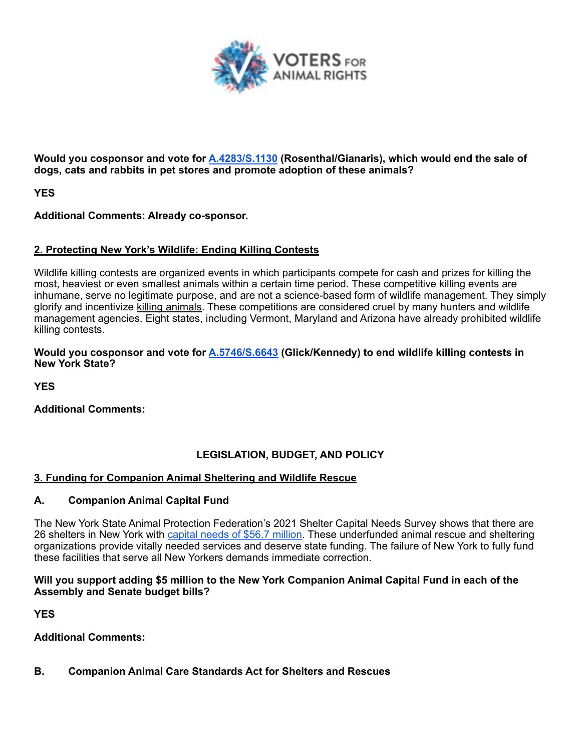**Would you cosponsor and vote for [A.4283/S.1130](#) (Rosenthal/Gianaris), which would end the sale of dogs, cats and rabbits in pet stores and promote adoption of these animals?**

**YES**

**Additional Comments: Already co-sponsor.**

## 2. Protecting New York's Wildlife: Ending Killing Contests

Wildlife killing contests are organized events in which participants compete for cash and prizes for killing the most, heaviest or even smallest animals within a certain time period. These competitive killing events are inhumane, serve no legitimate purpose, and are not a science-based form of wildlife management. They simply glorify and incentivize killing animals. These competitions are considered cruel by many hunters and wildlife management agencies. Eight states, including Vermont, Maryland and Arizona have already prohibited wildlife killing contests.

**Would you cosponsor and vote for [A.5746/S.6643](#) (Glick/Kennedy) to end wildlife killing contests in New York State?**

**YES**

**Additional Comments:**

## LEGISLATION, BUDGET, AND POLICY

## 3. Funding for Companion Animal Sheltering and Wildlife Rescue

### A. Companion Animal Capital Fund

The New York State Animal Protection Federation's 2021 Shelter Capital Needs Survey shows that there are 26 shelters in New York with [capital needs of $56.7 million](#). These underfunded animal rescue and sheltering organizations provide vitally needed services and deserve state funding. The failure of New York to fully fund these facilities that serve all New Yorkers demands immediate correction.

**Will you support adding $5 million to the New York Companion Animal Capital Fund in each of the Assembly and Senate budget bills?**

**YES**

**Additional Comments:**

### B. Companion Animal Care Standards Act for Shelters and Rescues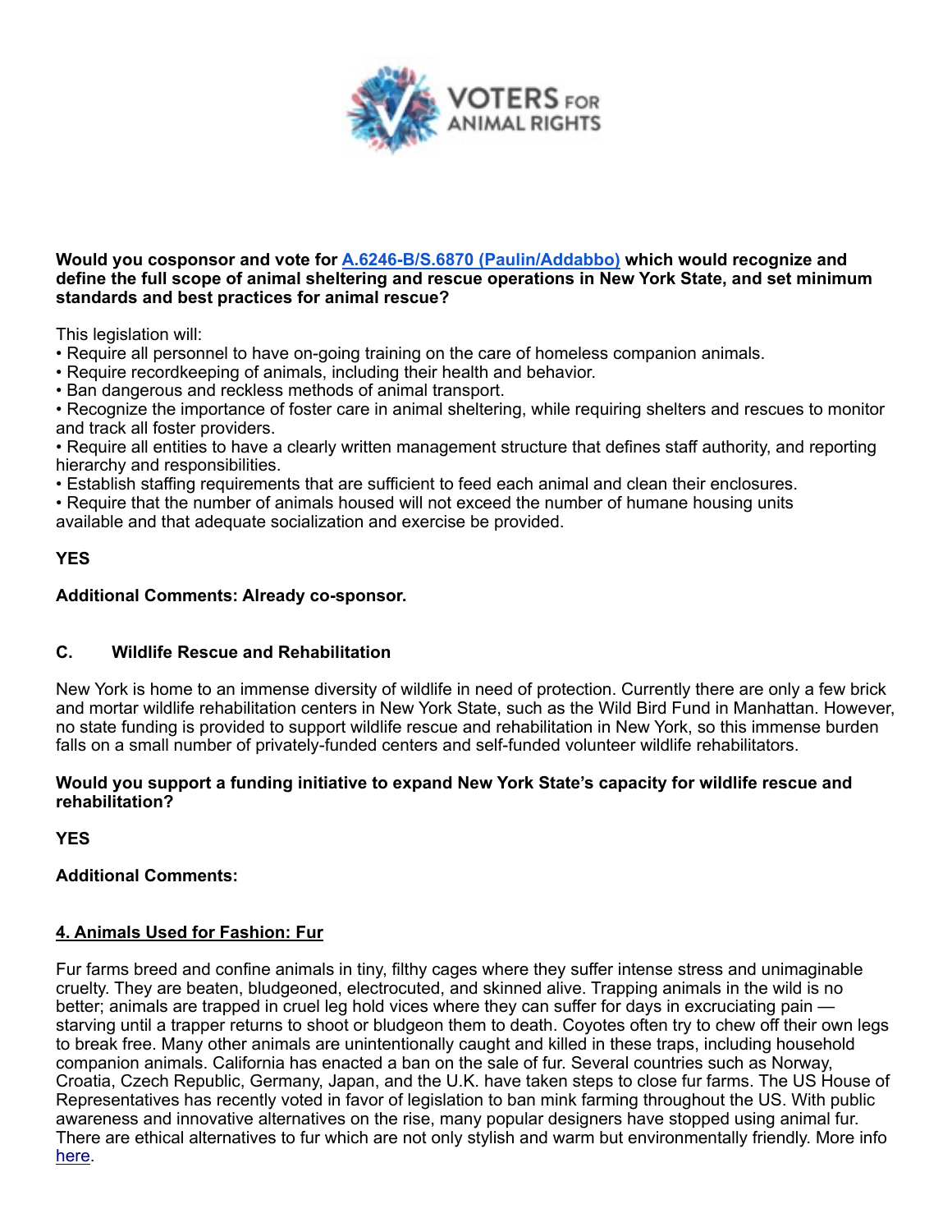**Would you cosponsor and vote for [A.6246-B/S.6870 (Paulin/Addabbo)]() which would recognize and define the full scope of animal sheltering and rescue operations in New York State, and set minimum standards and best practices for animal rescue?**

This legislation will:

- Require all personnel to have on-going training on the care of homeless companion animals.
- Require recordkeeping of animals, including their health and behavior.
- Ban dangerous and reckless methods of animal transport.
- Recognize the importance of foster care in animal sheltering, while requiring shelters and rescues to monitor and track all foster providers.
- Require all entities to have a clearly written management structure that defines staff authority, and reporting hierarchy and responsibilities.
- Establish staffing requirements that are sufficient to feed each animal and clean their enclosures.
- Require that the number of animals housed will not exceed the number of humane housing units available and that adequate socialization and exercise be provided.

**YES**

**Additional Comments: Already co-sponsor.**

### C. Wildlife Rescue and Rehabilitation

New York is home to an immense diversity of wildlife in need of protection. Currently there are only a few brick and mortar wildlife rehabilitation centers in New York State, such as the Wild Bird Fund in Manhattan. However, no state funding is provided to support wildlife rescue and rehabilitation in New York, so this immense burden falls on a small number of privately-funded centers and self-funded volunteer wildlife rehabilitators.

**Would you support a funding initiative to expand New York State's capacity for wildlife rescue and rehabilitation?**

**YES**

**Additional Comments:**

## 4. Animals Used for Fashion: Fur

Fur farms breed and confine animals in tiny, filthy cages where they suffer intense stress and unimaginable cruelty. They are beaten, bludgeoned, electrocuted, and skinned alive. Trapping animals in the wild is no better; animals are trapped in cruel leg hold vices where they can suffer for days in excruciating pain — starving until a trapper returns to shoot or bludgeon them to death. Coyotes often try to chew off their own legs to break free. Many other animals are unintentionally caught and killed in these traps, including household companion animals. California has enacted a ban on the sale of fur. Several countries such as Norway, Croatia, Czech Republic, Germany, Japan, and the U.K. have taken steps to close fur farms. The US House of Representatives has recently voted in favor of legislation to ban mink farming throughout the US. With public awareness and innovative alternatives on the rise, many popular designers have stopped using animal fur. There are ethical alternatives to fur which are not only stylish and warm but environmentally friendly. More info [here]().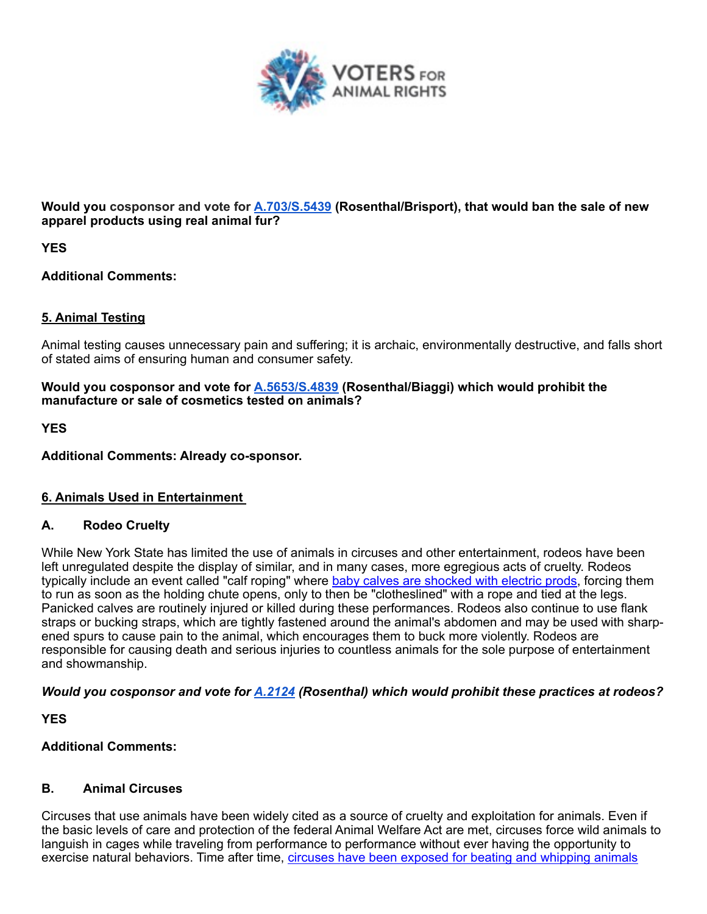**Would you cosponsor and vote for [A.703/S.5439](#) (Rosenthal/Brisport), that would ban the sale of new apparel products using real animal fur?**

**YES**

**Additional Comments:**

## 5. Animal Testing

Animal testing causes unnecessary pain and suffering; it is archaic, environmentally destructive, and falls short of stated aims of ensuring human and consumer safety.

**Would you cosponsor and vote for [A.5653/S.4839](#) (Rosenthal/Biaggi) which would prohibit the manufacture or sale of cosmetics tested on animals?**

**YES**

**Additional Comments: Already co-sponsor.**

## 6. Animals Used in Entertainment

### A. Rodeo Cruelty

While New York State has limited the use of animals in circuses and other entertainment, rodeos have been left unregulated despite the display of similar, and in many cases, more egregious acts of cruelty. Rodeos typically include an event called "calf roping" where [baby calves are shocked with electric prods](#), forcing them to run as soon as the holding chute opens, only to then be "clotheslined" with a rope and tied at the legs. Panicked calves are routinely injured or killed during these performances. Rodeos also continue to use flank straps or bucking straps, which are tightly fastened around the animal's abdomen and may be used with sharpened spurs to cause pain to the animal, which encourages them to buck more violently. Rodeos are responsible for causing death and serious injuries to countless animals for the sole purpose of entertainment and showmanship.

***Would you cosponsor and vote for [A.2124](#) (Rosenthal) which would prohibit these practices at rodeos?***

**YES**

**Additional Comments:**

### B. Animal Circuses

Circuses that use animals have been widely cited as a source of cruelty and exploitation for animals. Even if the basic levels of care and protection of the federal Animal Welfare Act are met, circuses force wild animals to languish in cages while traveling from performance to performance without ever having the opportunity to exercise natural behaviors. Time after time, [circuses have been exposed for beating and whipping animals](#)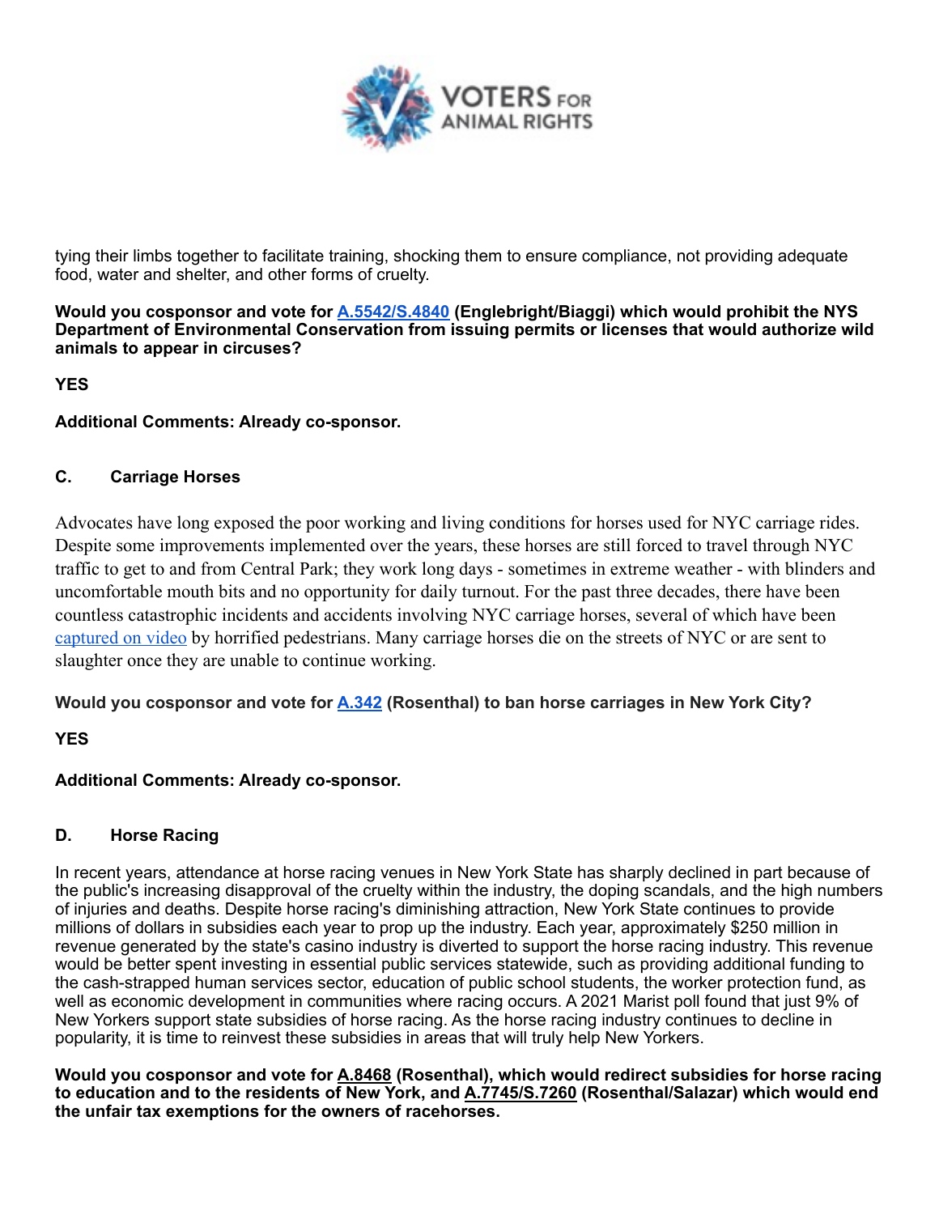tying their limbs together to facilitate training, shocking them to ensure compliance, not providing adequate food, water and shelter, and other forms of cruelty.

**Would you cosponsor and vote for [A.5542/S.4840](#) (Englebright/Biaggi) which would prohibit the NYS Department of Environmental Conservation from issuing permits or licenses that would authorize wild animals to appear in circuses?**

**YES**

**Additional Comments: Already co-sponsor.**

### C. Carriage Horses

Advocates have long exposed the poor working and living conditions for horses used for NYC carriage rides. Despite some improvements implemented over the years, these horses are still forced to travel through NYC traffic to get to and from Central Park; they work long days - sometimes in extreme weather - with blinders and uncomfortable mouth bits and no opportunity for daily turnout. For the past three decades, there have been countless catastrophic incidents and accidents involving NYC carriage horses, several of which have been [captured on video](#) by horrified pedestrians. Many carriage horses die on the streets of NYC or are sent to slaughter once they are unable to continue working.

**Would you cosponsor and vote for [A.342](#) (Rosenthal) to ban horse carriages in New York City?**

**YES**

**Additional Comments: Already co-sponsor.**

### D. Horse Racing

In recent years, attendance at horse racing venues in New York State has sharply declined in part because of the public's increasing disapproval of the cruelty within the industry, the doping scandals, and the high numbers of injuries and deaths. Despite horse racing's diminishing attraction, New York State continues to provide millions of dollars in subsidies each year to prop up the industry. Each year, approximately $250 million in revenue generated by the state's casino industry is diverted to support the horse racing industry. This revenue would be better spent investing in essential public services statewide, such as providing additional funding to the cash-strapped human services sector, education of public school students, the worker protection fund, as well as economic development in communities where racing occurs. A 2021 Marist poll found that just 9% of New Yorkers support state subsidies of horse racing. As the horse racing industry continues to decline in popularity, it is time to reinvest these subsidies in areas that will truly help New Yorkers.

**Would you cosponsor and vote for A.8468 (Rosenthal), which would redirect subsidies for horse racing to education and to the residents of New York, and A.7745/S.7260 (Rosenthal/Salazar) which would end the unfair tax exemptions for the owners of racehorses.**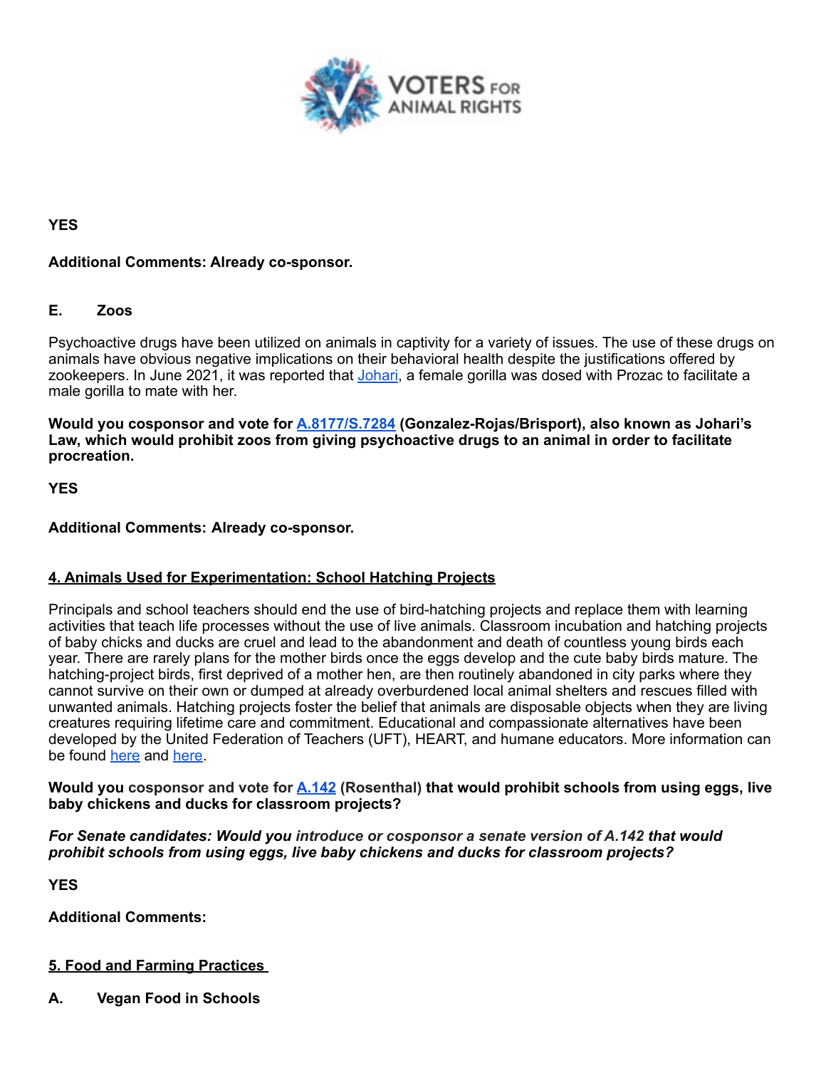**YES**

**Additional Comments: Already co-sponsor.**

**E. Zoos**

Psychoactive drugs have been utilized on animals in captivity for a variety of issues. The use of these drugs on animals have obvious negative implications on their behavioral health despite the justifications offered by zookeepers. In June 2021, it was reported that Johari, a female gorilla was dosed with Prozac to facilitate a male gorilla to mate with her.

**Would you cosponsor and vote for A.8177/S.7284 (Gonzalez-Rojas/Brisport), also known as Johari's Law, which would prohibit zoos from giving psychoactive drugs to an animal in order to facilitate procreation.**

**YES**

**Additional Comments: Already co-sponsor.**

## 4. Animals Used for Experimentation: School Hatching Projects

Principals and school teachers should end the use of bird-hatching projects and replace them with learning activities that teach life processes without the use of live animals. Classroom incubation and hatching projects of baby chicks and ducks are cruel and lead to the abandonment and death of countless young birds each year. There are rarely plans for the mother birds once the eggs develop and the cute baby birds mature. The hatching-project birds, first deprived of a mother hen, are then routinely abandoned in city parks where they cannot survive on their own or dumped at already overburdened local animal shelters and rescues filled with unwanted animals. Hatching projects foster the belief that animals are disposable objects when they are living creatures requiring lifetime care and commitment. Educational and compassionate alternatives have been developed by the United Federation of Teachers (UFT), HEART, and humane educators. More information can be found here and here.

**Would you cosponsor and vote for A.142 (Rosenthal) that would prohibit schools from using eggs, live baby chickens and ducks for classroom projects?**

***For Senate candidates: Would you introduce or cosponsor a senate version of A.142 that would prohibit schools from using eggs, live baby chickens and ducks for classroom projects?***

**YES**

**Additional Comments:**

## 5. Food and Farming Practices

**A. Vegan Food in Schools**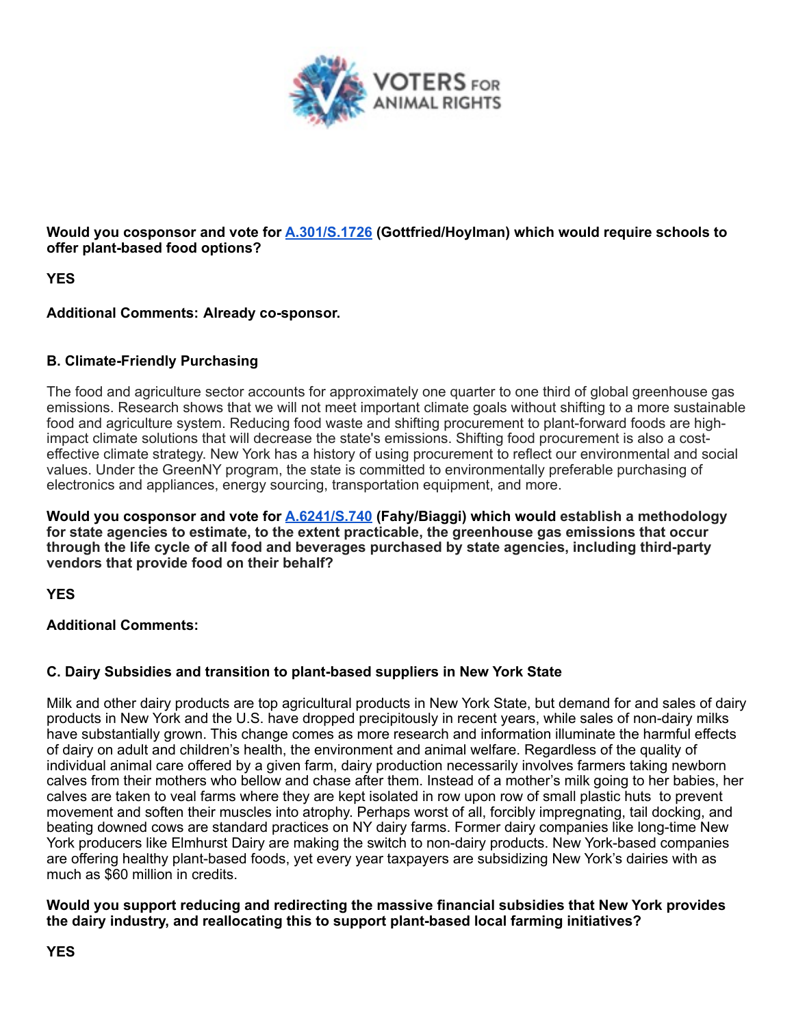**Would you cosponsor and vote for A.301/S.1726 (Gottfried/Hoylman) which would require schools to offer plant-based food options?**

**YES**

**Additional Comments: Already co-sponsor.**

**B. Climate-Friendly Purchasing**

The food and agriculture sector accounts for approximately one quarter to one third of global greenhouse gas emissions. Research shows that we will not meet important climate goals without shifting to a more sustainable food and agriculture system. Reducing food waste and shifting procurement to plant-forward foods are high-impact climate solutions that will decrease the state's emissions. Shifting food procurement is also a cost-effective climate strategy. New York has a history of using procurement to reflect our environmental and social values. Under the GreenNY program, the state is committed to environmentally preferable purchasing of electronics and appliances, energy sourcing, transportation equipment, and more.

**Would you cosponsor and vote for A.6241/S.740 (Fahy/Biaggi) which would establish a methodology for state agencies to estimate, to the extent practicable, the greenhouse gas emissions that occur through the life cycle of all food and beverages purchased by state agencies, including third-party vendors that provide food on their behalf?**

**YES**

**Additional Comments:**

**C. Dairy Subsidies and transition to plant-based suppliers in New York State**

Milk and other dairy products are top agricultural products in New York State, but demand for and sales of dairy products in New York and the U.S. have dropped precipitously in recent years, while sales of non-dairy milks have substantially grown. This change comes as more research and information illuminate the harmful effects of dairy on adult and children's health, the environment and animal welfare. Regardless of the quality of individual animal care offered by a given farm, dairy production necessarily involves farmers taking newborn calves from their mothers who bellow and chase after them. Instead of a mother's milk going to her babies, her calves are taken to veal farms where they are kept isolated in row upon row of small plastic huts to prevent movement and soften their muscles into atrophy. Perhaps worst of all, forcibly impregnating, tail docking, and beating downed cows are standard practices on NY dairy farms. Former dairy companies like long-time New York producers like Elmhurst Dairy are making the switch to non-dairy products. New York-based companies are offering healthy plant-based foods, yet every year taxpayers are subsidizing New York's dairies with as much as $60 million in credits.

**Would you support reducing and redirecting the massive financial subsidies that New York provides the dairy industry, and reallocating this to support plant-based local farming initiatives?**

**YES**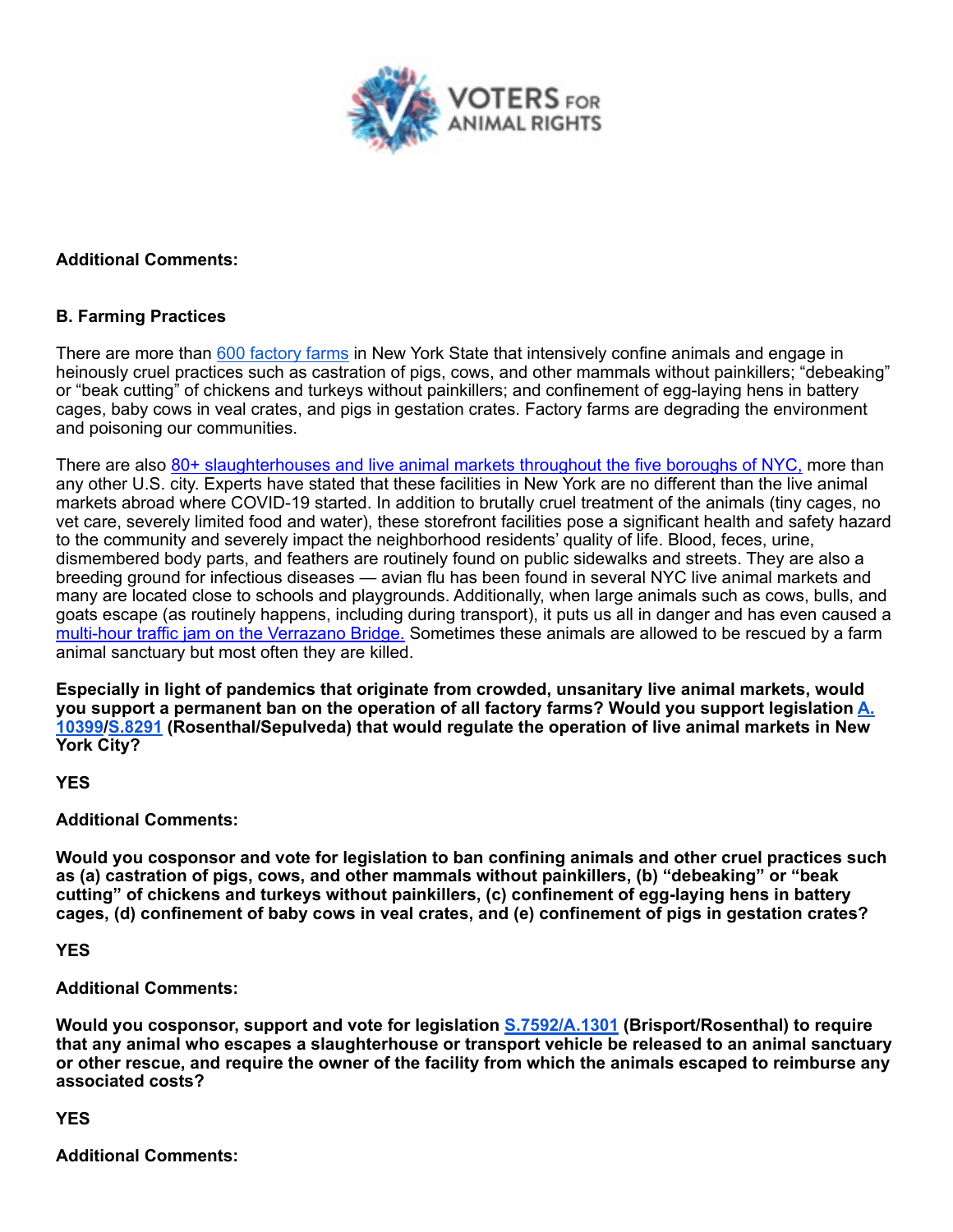**Additional Comments:**

**B. Farming Practices**

There are more than 600 factory farms in New York State that intensively confine animals and engage in heinously cruel practices such as castration of pigs, cows, and other mammals without painkillers; "debeaking" or "beak cutting" of chickens and turkeys without painkillers; and confinement of egg-laying hens in battery cages, baby cows in veal crates, and pigs in gestation crates. Factory farms are degrading the environment and poisoning our communities.

There are also 80+ slaughterhouses and live animal markets throughout the five boroughs of NYC, more than any other U.S. city. Experts have stated that these facilities in New York are no different than the live animal markets abroad where COVID-19 started. In addition to brutally cruel treatment of the animals (tiny cages, no vet care, severely limited food and water), these storefront facilities pose a significant health and safety hazard to the community and severely impact the neighborhood residents' quality of life. Blood, feces, urine, dismembered body parts, and feathers are routinely found on public sidewalks and streets. They are also a breeding ground for infectious diseases — avian flu has been found in several NYC live animal markets and many are located close to schools and playgrounds. Additionally, when large animals such as cows, bulls, and goats escape (as routinely happens, including during transport), it puts us all in danger and has even caused a multi-hour traffic jam on the Verrazano Bridge. Sometimes these animals are allowed to be rescued by a farm animal sanctuary but most often they are killed.

**Especially in light of pandemics that originate from crowded, unsanitary live animal markets, would you support a permanent ban on the operation of all factory farms? Would you support legislation A. 10399/S.8291 (Rosenthal/Sepulveda) that would regulate the operation of live animal markets in New York City?**

**YES**

**Additional Comments:**

**Would you cosponsor and vote for legislation to ban confining animals and other cruel practices such as (a) castration of pigs, cows, and other mammals without painkillers, (b) "debeaking" or "beak cutting" of chickens and turkeys without painkillers, (c) confinement of egg-laying hens in battery cages, (d) confinement of baby cows in veal crates, and (e) confinement of pigs in gestation crates?**

**YES**

**Additional Comments:**

**Would you cosponsor, support and vote for legislation S.7592/A.1301 (Brisport/Rosenthal) to require that any animal who escapes a slaughterhouse or transport vehicle be released to an animal sanctuary or other rescue, and require the owner of the facility from which the animals escaped to reimburse any associated costs?**

**YES**

**Additional Comments:**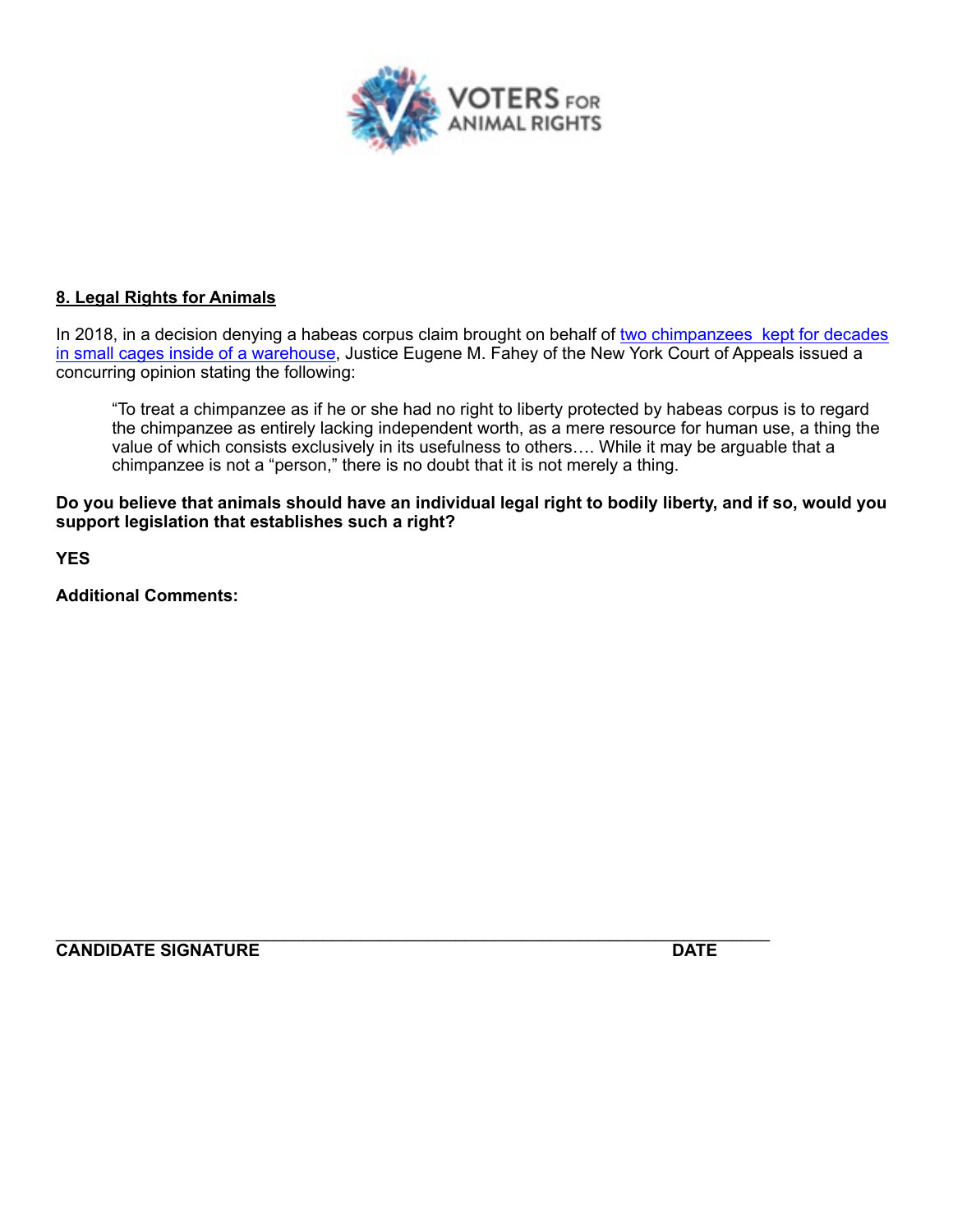VOTERS FOR ANIMAL RIGHTS

**8. Legal Rights for Animals**

In 2018, in a decision denying a habeas corpus claim brought on behalf of [two chimpanzees kept for decades in small cages inside of a warehouse], Justice Eugene M. Fahey of the New York Court of Appeals issued a concurring opinion stating the following:

> "To treat a chimpanzee as if he or she had no right to liberty protected by habeas corpus is to regard the chimpanzee as entirely lacking independent worth, as a mere resource for human use, a thing the value of which consists exclusively in its usefulness to others…. While it may be arguable that a chimpanzee is not a "person," there is no doubt that it is not merely a thing.

**Do you believe that animals should have an individual legal right to bodily liberty, and if so, would you support legislation that establishes such a right?**

**YES**

**Additional Comments:**

______________________________________________________________________________

**CANDIDATE SIGNATURE** **DATE**